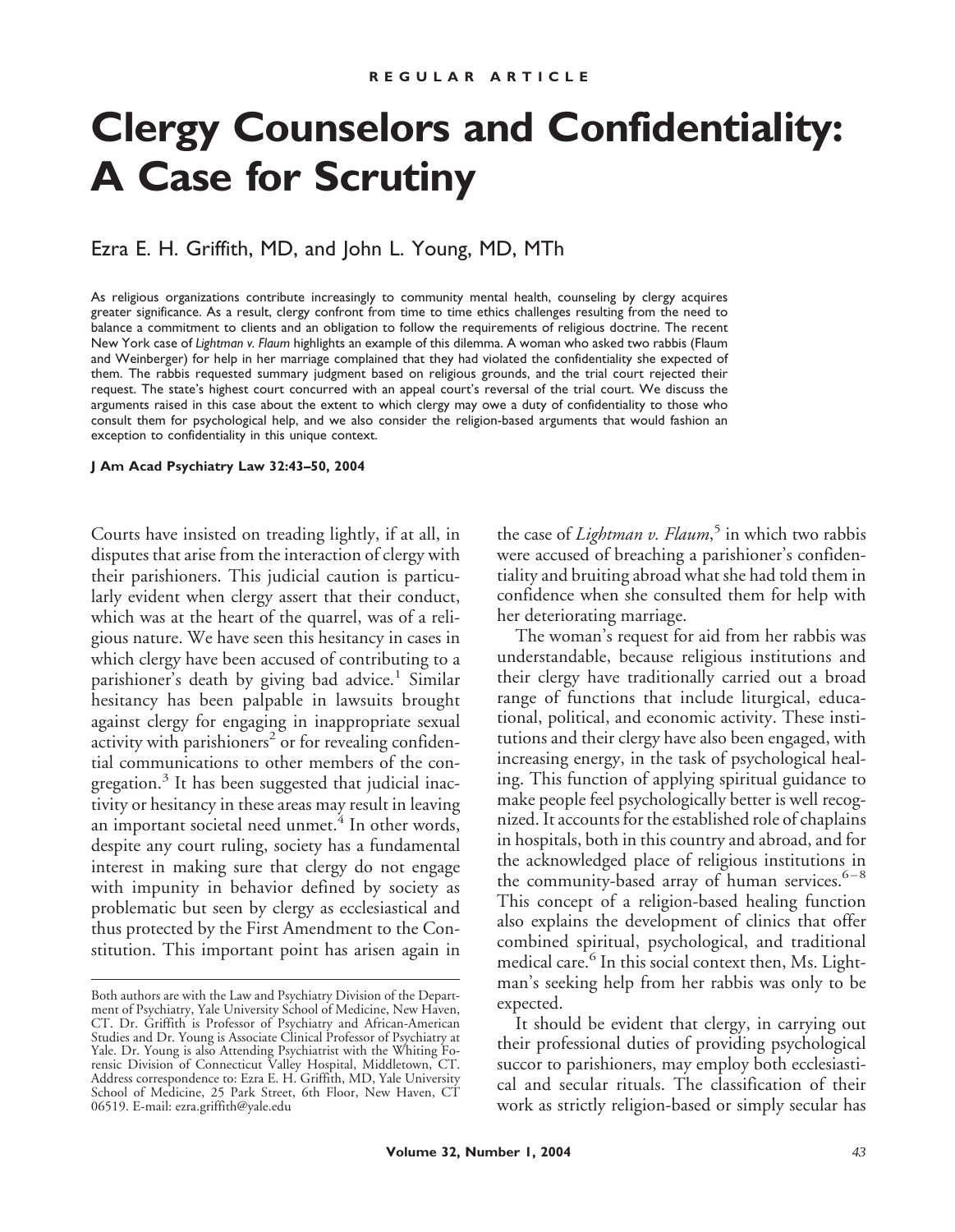REGULAR ARTICLE

# Clergy Counselors and Confidentiality: A Case for Scrutiny

Ezra E. H. Griffith, MD, and John L. Young, MD, MTh

As religious organizations contribute increasingly to community mental health, counseling by clergy acquires greater significance. As a result, clergy confront from time to time ethics challenges resulting from the need to balance a commitment to clients and an obligation to follow the requirements of religious doctrine. The recent New York case of *Lightman v. Flaum* highlights an example of this dilemma. A woman who asked two rabbis (Flaum and Weinberger) for help in her marriage complained that they had violated the confidentiality she expected of them. The rabbis requested summary judgment based on religious grounds, and the trial court rejected their request. The state's highest court concurred with an appeal court's reversal of the trial court. We discuss the arguments raised in this case about the extent to which clergy may owe a duty of confidentiality to those who consult them for psychological help, and we also consider the religion-based arguments that would fashion an exception to confidentiality in this unique context.

**J Am Acad Psychiatry Law 32:43–50, 2004**

Courts have insisted on treading lightly, if at all, in disputes that arise from the interaction of clergy with their parishioners. This judicial caution is particularly evident when clergy assert that their conduct, which was at the heart of the quarrel, was of a religious nature. We have seen this hesitancy in cases in which clergy have been accused of contributing to a parishioner's death by giving bad advice.[1] Similar hesitancy has been palpable in lawsuits brought against clergy for engaging in inappropriate sexual activity with parishioners[2] or for revealing confidential communications to other members of the congregation.[3] It has been suggested that judicial inactivity or hesitancy in these areas may result in leaving an important societal need unmet.[4] In other words, despite any court ruling, society has a fundamental interest in making sure that clergy do not engage with impunity in behavior defined by society as problematic but seen by clergy as ecclesiastical and thus protected by the First Amendment to the Constitution. This important point has arisen again in the case of *Lightman v. Flaum*,[5] in which two rabbis were accused of breaching a parishioner's confidentiality and bruiting abroad what she had told them in confidence when she consulted them for help with her deteriorating marriage.

The woman's request for aid from her rabbis was understandable, because religious institutions and their clergy have traditionally carried out a broad range of functions that include liturgical, educational, political, and economic activity. These institutions and their clergy have also been engaged, with increasing energy, in the task of psychological healing. This function of applying spiritual guidance to make people feel psychologically better is well recognized. It accounts for the established role of chaplains in hospitals, both in this country and abroad, and for the acknowledged place of religious institutions in the community-based array of human services.[6–8] This concept of a religion-based healing function also explains the development of clinics that offer combined spiritual, psychological, and traditional medical care.[6] In this social context then, Ms. Lightman's seeking help from her rabbis was only to be expected.

It should be evident that clergy, in carrying out their professional duties of providing psychological succor to parishioners, may employ both ecclesiastical and secular rituals. The classification of their work as strictly religion-based or simply secular has

---

Both authors are with the Law and Psychiatry Division of the Department of Psychiatry, Yale University School of Medicine, New Haven, CT. Dr. Griffith is Professor of Psychiatry and African-American Studies and Dr. Young is Associate Clinical Professor of Psychiatry at Yale. Dr. Young is also Attending Psychiatrist with the Whiting Forensic Division of Connecticut Valley Hospital, Middletown, CT. Address correspondence to: Ezra E. H. Griffith, MD, Yale University School of Medicine, 25 Park Street, 6th Floor, New Haven, CT 06519. E-mail: ezra.griffith@yale.edu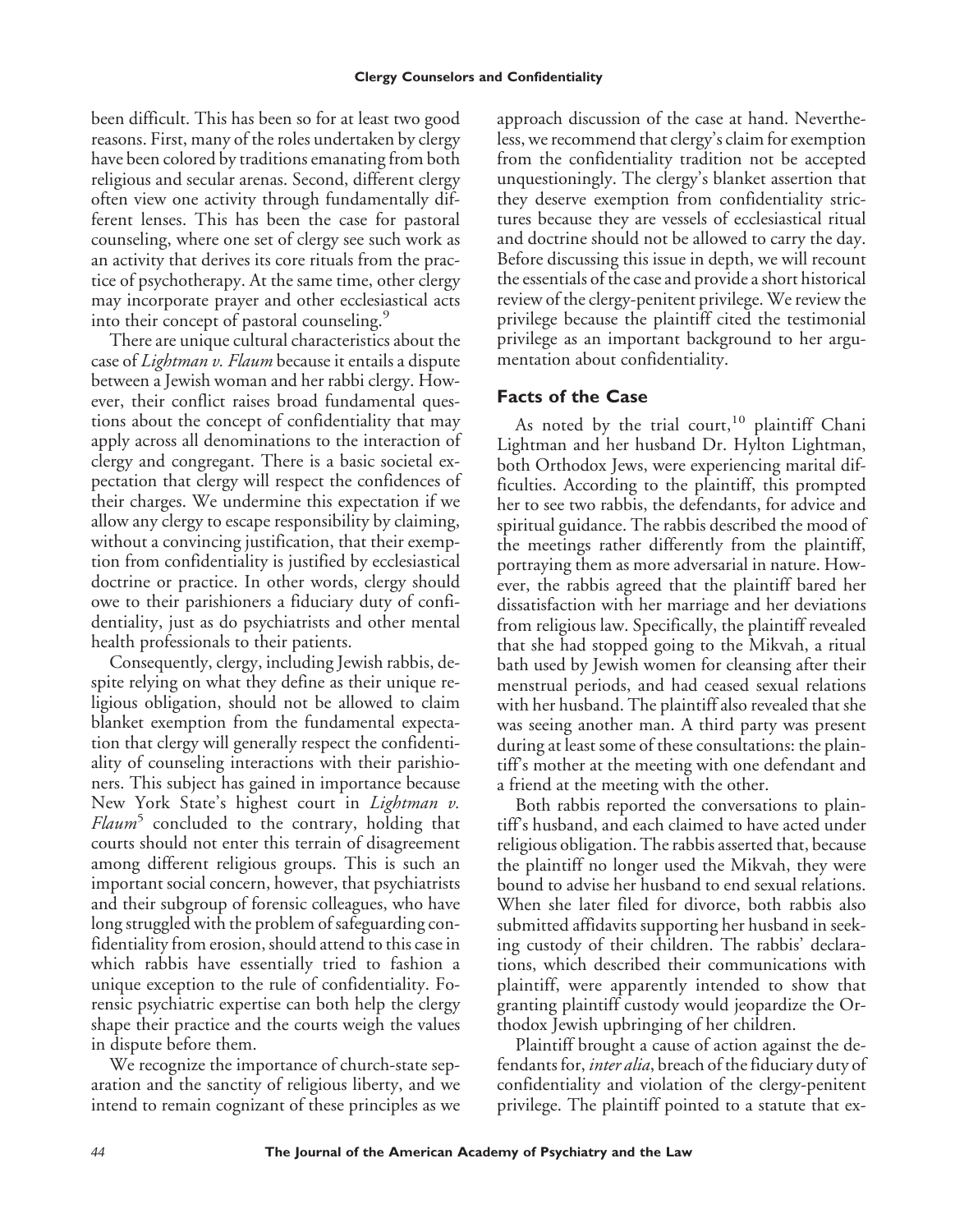been difficult. This has been so for at least two good reasons. First, many of the roles undertaken by clergy have been colored by traditions emanating from both religious and secular arenas. Second, different clergy often view one activity through fundamentally different lenses. This has been the case for pastoral counseling, where one set of clergy see such work as an activity that derives its core rituals from the practice of psychotherapy. At the same time, other clergy may incorporate prayer and other ecclesiastical acts into their concept of pastoral counseling.[9]

There are unique cultural characteristics about the case of *Lightman v. Flaum* because it entails a dispute between a Jewish woman and her rabbi clergy. However, their conflict raises broad fundamental questions about the concept of confidentiality that may apply across all denominations to the interaction of clergy and congregant. There is a basic societal expectation that clergy will respect the confidences of their charges. We undermine this expectation if we allow any clergy to escape responsibility by claiming, without a convincing justification, that their exemption from confidentiality is justified by ecclesiastical doctrine or practice. In other words, clergy should owe to their parishioners a fiduciary duty of confidentiality, just as do psychiatrists and other mental health professionals to their patients.

Consequently, clergy, including Jewish rabbis, despite relying on what they define as their unique religious obligation, should not be allowed to claim blanket exemption from the fundamental expectation that clergy will generally respect the confidentiality of counseling interactions with their parishioners. This subject has gained in importance because New York State's highest court in *Lightman v. Flaum*[5] concluded to the contrary, holding that courts should not enter this terrain of disagreement among different religious groups. This is such an important social concern, however, that psychiatrists and their subgroup of forensic colleagues, who have long struggled with the problem of safeguarding confidentiality from erosion, should attend to this case in which rabbis have essentially tried to fashion a unique exception to the rule of confidentiality. Forensic psychiatric expertise can both help the clergy shape their practice and the courts weigh the values in dispute before them.

We recognize the importance of church-state separation and the sanctity of religious liberty, and we intend to remain cognizant of these principles as we approach discussion of the case at hand. Nevertheless, we recommend that clergy's claim for exemption from the confidentiality tradition not be accepted unquestioningly. The clergy's blanket assertion that they deserve exemption from confidentiality strictures because they are vessels of ecclesiastical ritual and doctrine should not be allowed to carry the day. Before discussing this issue in depth, we will recount the essentials of the case and provide a short historical review of the clergy-penitent privilege. We review the privilege because the plaintiff cited the testimonial privilege as an important background to her argumentation about confidentiality.

## Facts of the Case

As noted by the trial court,[10] plaintiff Chani Lightman and her husband Dr. Hylton Lightman, both Orthodox Jews, were experiencing marital difficulties. According to the plaintiff, this prompted her to see two rabbis, the defendants, for advice and spiritual guidance. The rabbis described the mood of the meetings rather differently from the plaintiff, portraying them as more adversarial in nature. However, the rabbis agreed that the plaintiff bared her dissatisfaction with her marriage and her deviations from religious law. Specifically, the plaintiff revealed that she had stopped going to the Mikvah, a ritual bath used by Jewish women for cleansing after their menstrual periods, and had ceased sexual relations with her husband. The plaintiff also revealed that she was seeing another man. A third party was present during at least some of these consultations: the plaintiff's mother at the meeting with one defendant and a friend at the meeting with the other.

Both rabbis reported the conversations to plaintiff's husband, and each claimed to have acted under religious obligation. The rabbis asserted that, because the plaintiff no longer used the Mikvah, they were bound to advise her husband to end sexual relations. When she later filed for divorce, both rabbis also submitted affidavits supporting her husband in seeking custody of their children. The rabbis' declarations, which described their communications with plaintiff, were apparently intended to show that granting plaintiff custody would jeopardize the Orthodox Jewish upbringing of her children.

Plaintiff brought a cause of action against the defendants for, *inter alia*, breach of the fiduciary duty of confidentiality and violation of the clergy-penitent privilege. The plaintiff pointed to a statute that ex-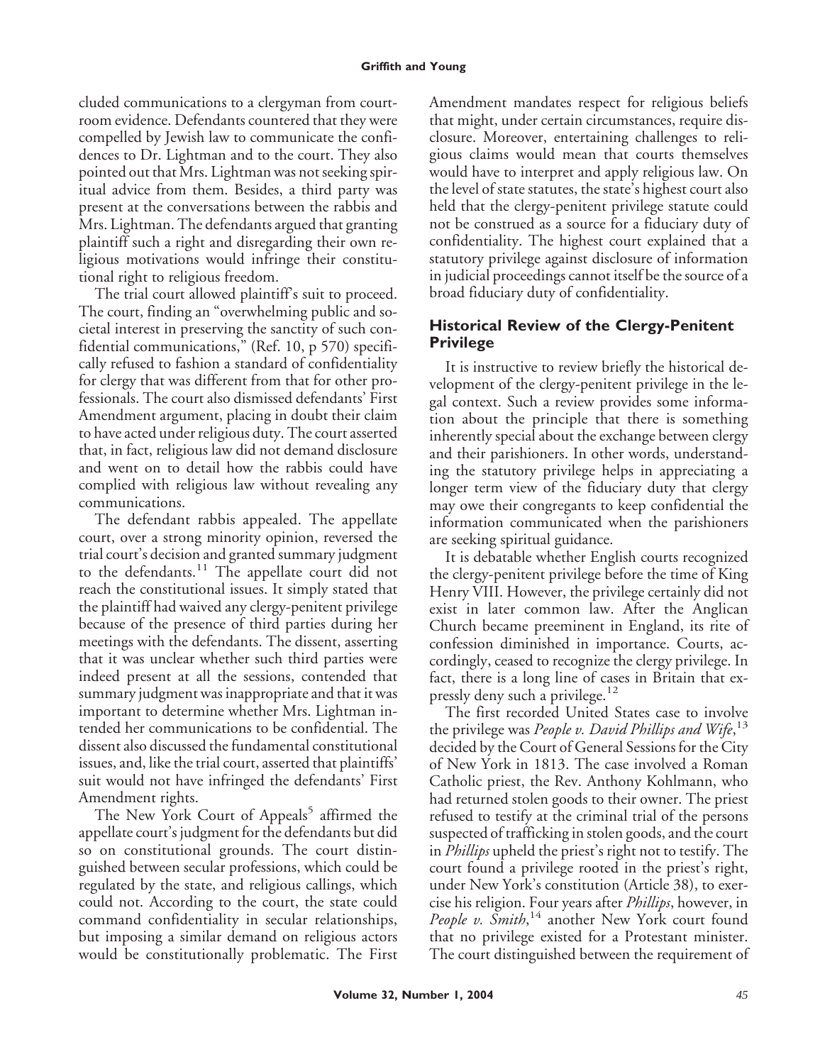cluded communications to a clergyman from courtroom evidence. Defendants countered that they were compelled by Jewish law to communicate the confidences to Dr. Lightman and to the court. They also pointed out that Mrs. Lightman was not seeking spiritual advice from them. Besides, a third party was present at the conversations between the rabbis and Mrs. Lightman. The defendants argued that granting plaintiff such a right and disregarding their own religious motivations would infringe their constitutional right to religious freedom.

The trial court allowed plaintiff's suit to proceed. The court, finding an "overwhelming public and societal interest in preserving the sanctity of such confidential communications," (Ref. 10, p 570) specifically refused to fashion a standard of confidentiality for clergy that was different from that for other professionals. The court also dismissed defendants' First Amendment argument, placing in doubt their claim to have acted under religious duty. The court asserted that, in fact, religious law did not demand disclosure and went on to detail how the rabbis could have complied with religious law without revealing any communications.

The defendant rabbis appealed. The appellate court, over a strong minority opinion, reversed the trial court's decision and granted summary judgment to the defendants.[11] The appellate court did not reach the constitutional issues. It simply stated that the plaintiff had waived any clergy-penitent privilege because of the presence of third parties during her meetings with the defendants. The dissent, asserting that it was unclear whether such third parties were indeed present at all the sessions, contended that summary judgment was inappropriate and that it was important to determine whether Mrs. Lightman intended her communications to be confidential. The dissent also discussed the fundamental constitutional issues, and, like the trial court, asserted that plaintiffs' suit would not have infringed the defendants' First Amendment rights.

The New York Court of Appeals[5] affirmed the appellate court's judgment for the defendants but did so on constitutional grounds. The court distinguished between secular professions, which could be regulated by the state, and religious callings, which could not. According to the court, the state could command confidentiality in secular relationships, but imposing a similar demand on religious actors would be constitutionally problematic. The First Amendment mandates respect for religious beliefs that might, under certain circumstances, require disclosure. Moreover, entertaining challenges to religious claims would mean that courts themselves would have to interpret and apply religious law. On the level of state statutes, the state's highest court also held that the clergy-penitent privilege statute could not be construed as a source for a fiduciary duty of confidentiality. The highest court explained that a statutory privilege against disclosure of information in judicial proceedings cannot itself be the source of a broad fiduciary duty of confidentiality.

## Historical Review of the Clergy-Penitent Privilege

It is instructive to review briefly the historical development of the clergy-penitent privilege in the legal context. Such a review provides some information about the principle that there is something inherently special about the exchange between clergy and their parishioners. In other words, understanding the statutory privilege helps in appreciating a longer term view of the fiduciary duty that clergy may owe their congregants to keep confidential the information communicated when the parishioners are seeking spiritual guidance.

It is debatable whether English courts recognized the clergy-penitent privilege before the time of King Henry VIII. However, the privilege certainly did not exist in later common law. After the Anglican Church became preeminent in England, its rite of confession diminished in importance. Courts, accordingly, ceased to recognize the clergy privilege. In fact, there is a long line of cases in Britain that expressly deny such a privilege.[12]

The first recorded United States case to involve the privilege was *People v. David Phillips and Wife*,[13] decided by the Court of General Sessions for the City of New York in 1813. The case involved a Roman Catholic priest, the Rev. Anthony Kohlmann, who had returned stolen goods to their owner. The priest refused to testify at the criminal trial of the persons suspected of trafficking in stolen goods, and the court in *Phillips* upheld the priest's right not to testify. The court found a privilege rooted in the priest's right, under New York's constitution (Article 38), to exercise his religion. Four years after *Phillips*, however, in *People v. Smith*,[14] another New York court found that no privilege existed for a Protestant minister. The court distinguished between the requirement of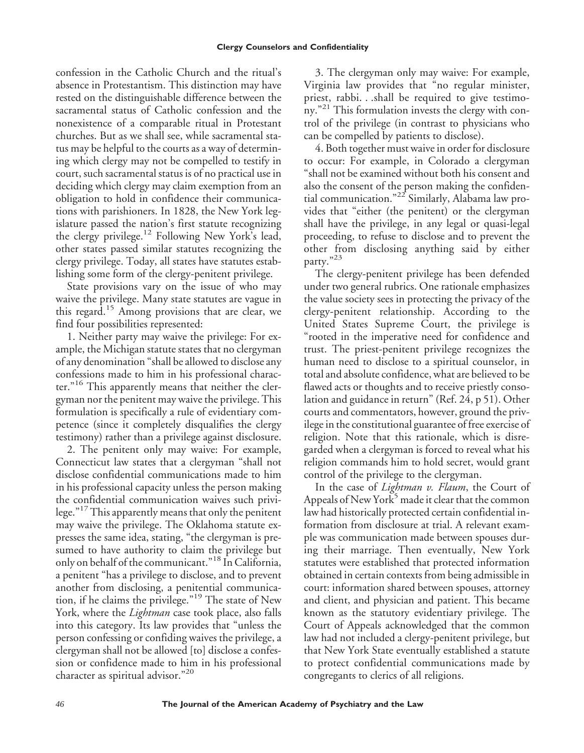confession in the Catholic Church and the ritual's absence in Protestantism. This distinction may have rested on the distinguishable difference between the sacramental status of Catholic confession and the nonexistence of a comparable ritual in Protestant churches. But as we shall see, while sacramental status may be helpful to the courts as a way of determining which clergy may not be compelled to testify in court, such sacramental status is of no practical use in deciding which clergy may claim exemption from an obligation to hold in confidence their communications with parishioners. In 1828, the New York legislature passed the nation's first statute recognizing the clergy privilege.[12] Following New York's lead, other states passed similar statutes recognizing the clergy privilege. Today, all states have statutes establishing some form of the clergy-penitent privilege.

State provisions vary on the issue of who may waive the privilege. Many state statutes are vague in this regard.[15] Among provisions that are clear, we find four possibilities represented:

1. Neither party may waive the privilege: For example, the Michigan statute states that no clergyman of any denomination "shall be allowed to disclose any confessions made to him in his professional character."[16] This apparently means that neither the clergyman nor the penitent may waive the privilege. This formulation is specifically a rule of evidentiary competence (since it completely disqualifies the clergy testimony) rather than a privilege against disclosure.

2. The penitent only may waive: For example, Connecticut law states that a clergyman "shall not disclose confidential communications made to him in his professional capacity unless the person making the confidential communication waives such privilege."[17] This apparently means that only the penitent may waive the privilege. The Oklahoma statute expresses the same idea, stating, "the clergyman is presumed to have authority to claim the privilege but only on behalf of the communicant."[18] In California, a penitent "has a privilege to disclose, and to prevent another from disclosing, a penitential communication, if he claims the privilege."[19] The state of New York, where the *Lightman* case took place, also falls into this category. Its law provides that "unless the person confessing or confiding waives the privilege, a clergyman shall not be allowed [to] disclose a confession or confidence made to him in his professional character as spiritual advisor."[20]

3. The clergyman only may waive: For example, Virginia law provides that "no regular minister, priest, rabbi. . .shall be required to give testimony."[21] This formulation invests the clergy with control of the privilege (in contrast to physicians who can be compelled by patients to disclose).

4. Both together must waive in order for disclosure to occur: For example, in Colorado a clergyman "shall not be examined without both his consent and also the consent of the person making the confidential communication."[22] Similarly, Alabama law provides that "either (the penitent) or the clergyman shall have the privilege, in any legal or quasi-legal proceeding, to refuse to disclose and to prevent the other from disclosing anything said by either party."[23]

The clergy-penitent privilege has been defended under two general rubrics. One rationale emphasizes the value society sees in protecting the privacy of the clergy-penitent relationship. According to the United States Supreme Court, the privilege is "rooted in the imperative need for confidence and trust. The priest-penitent privilege recognizes the human need to disclose to a spiritual counselor, in total and absolute confidence, what are believed to be flawed acts or thoughts and to receive priestly consolation and guidance in return" (Ref. 24, p 51). Other courts and commentators, however, ground the privilege in the constitutional guarantee of free exercise of religion. Note that this rationale, which is disregarded when a clergyman is forced to reveal what his religion commands him to hold secret, would grant control of the privilege to the clergyman.

In the case of *Lightman v. Flaum*, the Court of Appeals of New York[5] made it clear that the common law had historically protected certain confidential information from disclosure at trial. A relevant example was communication made between spouses during their marriage. Then eventually, New York statutes were established that protected information obtained in certain contexts from being admissible in court: information shared between spouses, attorney and client, and physician and patient. This became known as the statutory evidentiary privilege. The Court of Appeals acknowledged that the common law had not included a clergy-penitent privilege, but that New York State eventually established a statute to protect confidential communications made by congregants to clerics of all religions.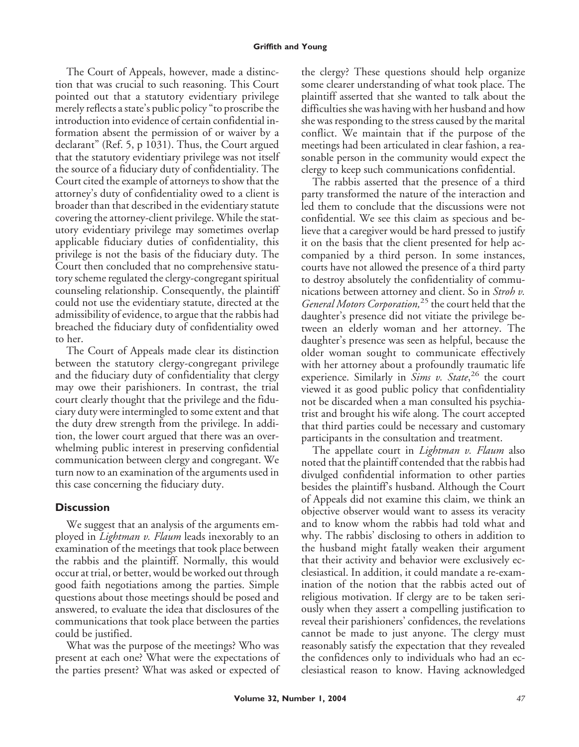The Court of Appeals, however, made a distinction that was crucial to such reasoning. This Court pointed out that a statutory evidentiary privilege merely reflects a state's public policy "to proscribe the introduction into evidence of certain confidential information absent the permission of or waiver by a declarant" (Ref. 5, p 1031). Thus, the Court argued that the statutory evidentiary privilege was not itself the source of a fiduciary duty of confidentiality. The Court cited the example of attorneys to show that the attorney's duty of confidentiality owed to a client is broader than that described in the evidentiary statute covering the attorney-client privilege. While the statutory evidentiary privilege may sometimes overlap applicable fiduciary duties of confidentiality, this privilege is not the basis of the fiduciary duty. The Court then concluded that no comprehensive statutory scheme regulated the clergy-congregant spiritual counseling relationship. Consequently, the plaintiff could not use the evidentiary statute, directed at the admissibility of evidence, to argue that the rabbis had breached the fiduciary duty of confidentiality owed to her.

The Court of Appeals made clear its distinction between the statutory clergy-congregant privilege and the fiduciary duty of confidentiality that clergy may owe their parishioners. In contrast, the trial court clearly thought that the privilege and the fiduciary duty were intermingled to some extent and that the duty drew strength from the privilege. In addition, the lower court argued that there was an overwhelming public interest in preserving confidential communication between clergy and congregant. We turn now to an examination of the arguments used in this case concerning the fiduciary duty.

## Discussion

We suggest that an analysis of the arguments employed in *Lightman v. Flaum* leads inexorably to an examination of the meetings that took place between the rabbis and the plaintiff. Normally, this would occur at trial, or better, would be worked out through good faith negotiations among the parties. Simple questions about those meetings should be posed and answered, to evaluate the idea that disclosures of the communications that took place between the parties could be justified.

What was the purpose of the meetings? Who was present at each one? What were the expectations of the parties present? What was asked or expected of the clergy? These questions should help organize some clearer understanding of what took place. The plaintiff asserted that she wanted to talk about the difficulties she was having with her husband and how she was responding to the stress caused by the marital conflict. We maintain that if the purpose of the meetings had been articulated in clear fashion, a reasonable person in the community would expect the clergy to keep such communications confidential.

The rabbis asserted that the presence of a third party transformed the nature of the interaction and led them to conclude that the discussions were not confidential. We see this claim as specious and believe that a caregiver would be hard pressed to justify it on the basis that the client presented for help accompanied by a third person. In some instances, courts have not allowed the presence of a third party to destroy absolutely the confidentiality of communications between attorney and client. So in *Stroh v. General Motors Corporation,*[25] the court held that the daughter's presence did not vitiate the privilege between an elderly woman and her attorney. The daughter's presence was seen as helpful, because the older woman sought to communicate effectively with her attorney about a profoundly traumatic life experience. Similarly in *Sims v. State*,[26] the court viewed it as good public policy that confidentiality not be discarded when a man consulted his psychiatrist and brought his wife along. The court accepted that third parties could be necessary and customary participants in the consultation and treatment.

The appellate court in *Lightman v. Flaum* also noted that the plaintiff contended that the rabbis had divulged confidential information to other parties besides the plaintiff's husband. Although the Court of Appeals did not examine this claim, we think an objective observer would want to assess its veracity and to know whom the rabbis had told what and why. The rabbis' disclosing to others in addition to the husband might fatally weaken their argument that their activity and behavior were exclusively ecclesiastical. In addition, it could mandate a re-examination of the notion that the rabbis acted out of religious motivation. If clergy are to be taken seriously when they assert a compelling justification to reveal their parishioners' confidences, the revelations cannot be made to just anyone. The clergy must reasonably satisfy the expectation that they revealed the confidences only to individuals who had an ecclesiastical reason to know. Having acknowledged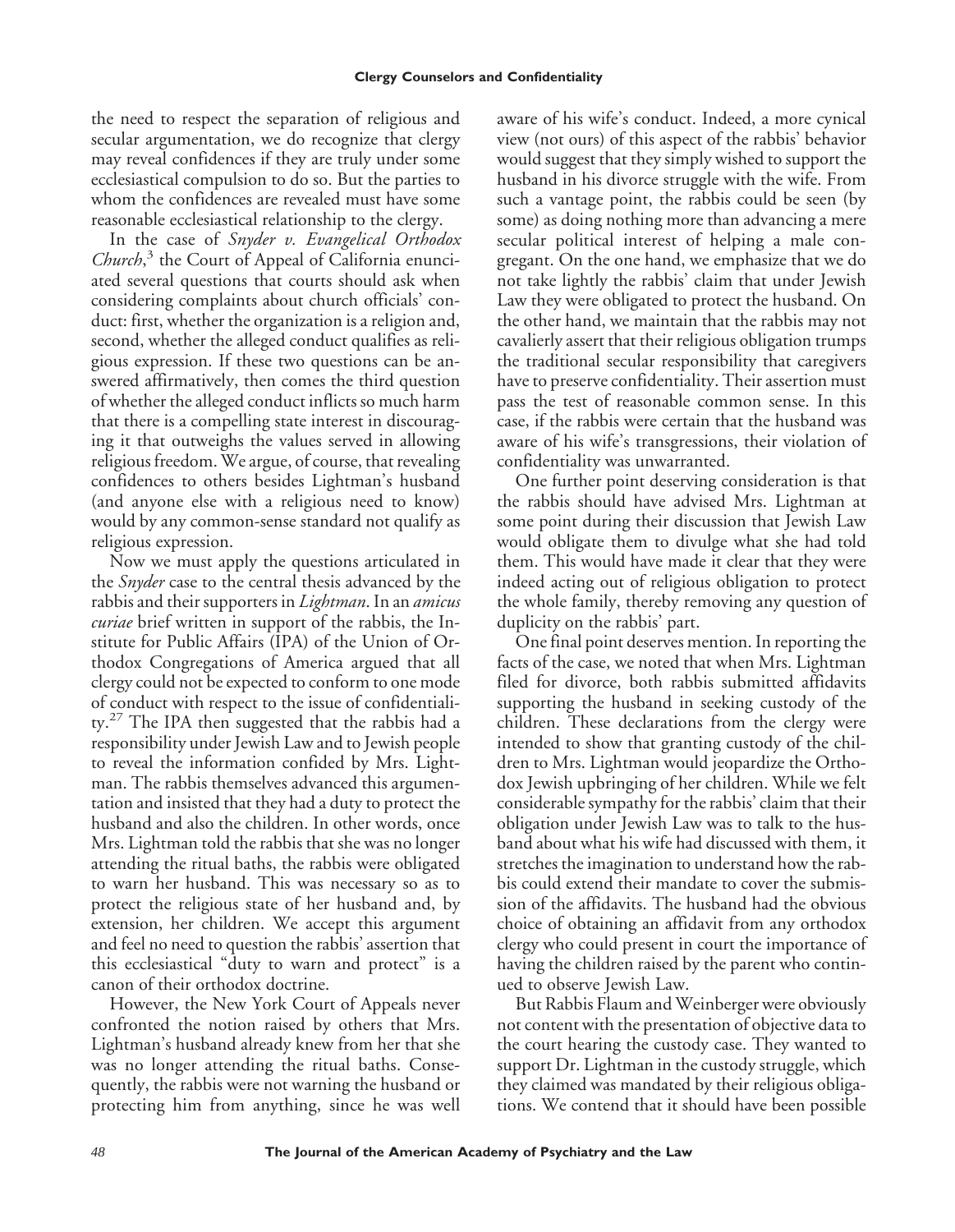the need to respect the separation of religious and secular argumentation, we do recognize that clergy may reveal confidences if they are truly under some ecclesiastical compulsion to do so. But the parties to whom the confidences are revealed must have some reasonable ecclesiastical relationship to the clergy.

In the case of *Snyder v. Evangelical Orthodox Church*,[3] the Court of Appeal of California enunciated several questions that courts should ask when considering complaints about church officials' conduct: first, whether the organization is a religion and, second, whether the alleged conduct qualifies as religious expression. If these two questions can be answered affirmatively, then comes the third question of whether the alleged conduct inflicts so much harm that there is a compelling state interest in discouraging it that outweighs the values served in allowing religious freedom. We argue, of course, that revealing confidences to others besides Lightman's husband (and anyone else with a religious need to know) would by any common-sense standard not qualify as religious expression.

Now we must apply the questions articulated in the *Snyder* case to the central thesis advanced by the rabbis and their supporters in *Lightman*. In an *amicus curiae* brief written in support of the rabbis, the Institute for Public Affairs (IPA) of the Union of Orthodox Congregations of America argued that all clergy could not be expected to conform to one mode of conduct with respect to the issue of confidentiality.[27] The IPA then suggested that the rabbis had a responsibility under Jewish Law and to Jewish people to reveal the information confided by Mrs. Lightman. The rabbis themselves advanced this argumentation and insisted that they had a duty to protect the husband and also the children. In other words, once Mrs. Lightman told the rabbis that she was no longer attending the ritual baths, the rabbis were obligated to warn her husband. This was necessary so as to protect the religious state of her husband and, by extension, her children. We accept this argument and feel no need to question the rabbis' assertion that this ecclesiastical "duty to warn and protect" is a canon of their orthodox doctrine.

However, the New York Court of Appeals never confronted the notion raised by others that Mrs. Lightman's husband already knew from her that she was no longer attending the ritual baths. Consequently, the rabbis were not warning the husband or protecting him from anything, since he was well aware of his wife's conduct. Indeed, a more cynical view (not ours) of this aspect of the rabbis' behavior would suggest that they simply wished to support the husband in his divorce struggle with the wife. From such a vantage point, the rabbis could be seen (by some) as doing nothing more than advancing a mere secular political interest of helping a male congregant. On the one hand, we emphasize that we do not take lightly the rabbis' claim that under Jewish Law they were obligated to protect the husband. On the other hand, we maintain that the rabbis may not cavalierly assert that their religious obligation trumps the traditional secular responsibility that caregivers have to preserve confidentiality. Their assertion must pass the test of reasonable common sense. In this case, if the rabbis were certain that the husband was aware of his wife's transgressions, their violation of confidentiality was unwarranted.

One further point deserving consideration is that the rabbis should have advised Mrs. Lightman at some point during their discussion that Jewish Law would obligate them to divulge what she had told them. This would have made it clear that they were indeed acting out of religious obligation to protect the whole family, thereby removing any question of duplicity on the rabbis' part.

One final point deserves mention. In reporting the facts of the case, we noted that when Mrs. Lightman filed for divorce, both rabbis submitted affidavits supporting the husband in seeking custody of the children. These declarations from the clergy were intended to show that granting custody of the children to Mrs. Lightman would jeopardize the Orthodox Jewish upbringing of her children. While we felt considerable sympathy for the rabbis' claim that their obligation under Jewish Law was to talk to the husband about what his wife had discussed with them, it stretches the imagination to understand how the rabbis could extend their mandate to cover the submission of the affidavits. The husband had the obvious choice of obtaining an affidavit from any orthodox clergy who could present in court the importance of having the children raised by the parent who continued to observe Jewish Law.

But Rabbis Flaum and Weinberger were obviously not content with the presentation of objective data to the court hearing the custody case. They wanted to support Dr. Lightman in the custody struggle, which they claimed was mandated by their religious obligations. We contend that it should have been possible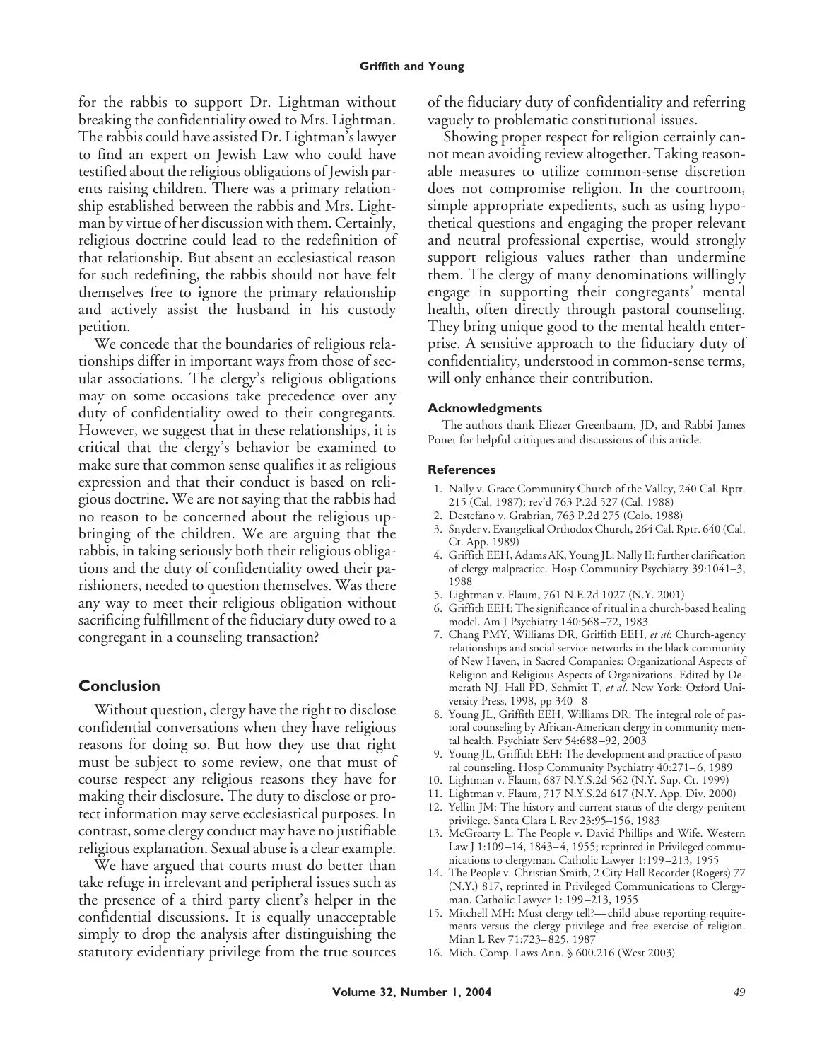for the rabbis to support Dr. Lightman without breaking the confidentiality owed to Mrs. Lightman. The rabbis could have assisted Dr. Lightman's lawyer to find an expert on Jewish Law who could have testified about the religious obligations of Jewish parents raising children. There was a primary relationship established between the rabbis and Mrs. Lightman by virtue of her discussion with them. Certainly, religious doctrine could lead to the redefinition of that relationship. But absent an ecclesiastical reason for such redefining, the rabbis should not have felt themselves free to ignore the primary relationship and actively assist the husband in his custody petition.

We concede that the boundaries of religious relationships differ in important ways from those of secular associations. The clergy's religious obligations may on some occasions take precedence over any duty of confidentiality owed to their congregants. However, we suggest that in these relationships, it is critical that the clergy's behavior be examined to make sure that common sense qualifies it as religious expression and that their conduct is based on religious doctrine. We are not saying that the rabbis had no reason to be concerned about the religious upbringing of the children. We are arguing that the rabbis, in taking seriously both their religious obligations and the duty of confidentiality owed their parishioners, needed to question themselves. Was there any way to meet their religious obligation without sacrificing fulfillment of the fiduciary duty owed to a congregant in a counseling transaction?

## Conclusion

Without question, clergy have the right to disclose confidential conversations when they have religious reasons for doing so. But how they use that right must be subject to some review, one that must of course respect any religious reasons they have for making their disclosure. The duty to disclose or protect information may serve ecclesiastical purposes. In contrast, some clergy conduct may have no justifiable religious explanation. Sexual abuse is a clear example.

We have argued that courts must do better than take refuge in irrelevant and peripheral issues such as the presence of a third party client's helper in the confidential discussions. It is equally unacceptable simply to drop the analysis after distinguishing the statutory evidentiary privilege from the true sources of the fiduciary duty of confidentiality and referring vaguely to problematic constitutional issues.

Showing proper respect for religion certainly cannot mean avoiding review altogether. Taking reasonable measures to utilize common-sense discretion does not compromise religion. In the courtroom, simple appropriate expedients, such as using hypothetical questions and engaging the proper relevant and neutral professional expertise, would strongly support religious values rather than undermine them. The clergy of many denominations willingly engage in supporting their congregants' mental health, often directly through pastoral counseling. They bring unique good to the mental health enterprise. A sensitive approach to the fiduciary duty of confidentiality, understood in common-sense terms, will only enhance their contribution.

### Acknowledgments

The authors thank Eliezer Greenbaum, JD, and Rabbi James Ponet for helpful critiques and discussions of this article.

### References

1. Nally v. Grace Community Church of the Valley, 240 Cal. Rptr. 215 (Cal. 1987); rev'd 763 P.2d 527 (Cal. 1988)
2. Destefano v. Grabrian, 763 P.2d 275 (Colo. 1988)
3. Snyder v. Evangelical Orthodox Church, 264 Cal. Rptr. 640 (Cal. Ct. App. 1989)
4. Griffith EEH, Adams AK, Young JL: Nally II: further clarification of clergy malpractice. Hosp Community Psychiatry 39:1041–3, 1988
5. Lightman v. Flaum, 761 N.E.2d 1027 (N.Y. 2001)
6. Griffith EEH: The significance of ritual in a church-based healing model. Am J Psychiatry 140:568–72, 1983
7. Chang PMY, Williams DR, Griffith EEH, *et al*: Church-agency relationships and social service networks in the black community of New Haven, in Sacred Companies: Organizational Aspects of Religion and Religious Aspects of Organizations. Edited by Demerath NJ, Hall PD, Schmitt T, *et al*. New York: Oxford University Press, 1998, pp 340–8
8. Young JL, Griffith EEH, Williams DR: The integral role of pastoral counseling by African-American clergy in community mental health. Psychiatr Serv 54:688–92, 2003
9. Young JL, Griffith EEH: The development and practice of pastoral counseling. Hosp Community Psychiatry 40:271–6, 1989
10. Lightman v. Flaum, 687 N.Y.S.2d 562 (N.Y. Sup. Ct. 1999)
11. Lightman v. Flaum, 717 N.Y.S.2d 617 (N.Y. App. Div. 2000)
12. Yellin JM: The history and current status of the clergy-penitent privilege. Santa Clara L Rev 23:95–156, 1983
13. McGroarty L: The People v. David Phillips and Wife. Western Law J 1:109–14, 1843–4, 1955; reprinted in Privileged communications to clergyman. Catholic Lawyer 1:199–213, 1955
14. The People v. Christian Smith, 2 City Hall Recorder (Rogers) 77 (N.Y.) 817, reprinted in Privileged Communications to Clergyman. Catholic Lawyer 1: 199–213, 1955
15. Mitchell MH: Must clergy tell?—child abuse reporting requirements versus the clergy privilege and free exercise of religion. Minn L Rev 71:723–825, 1987
16. Mich. Comp. Laws Ann. § 600.216 (West 2003)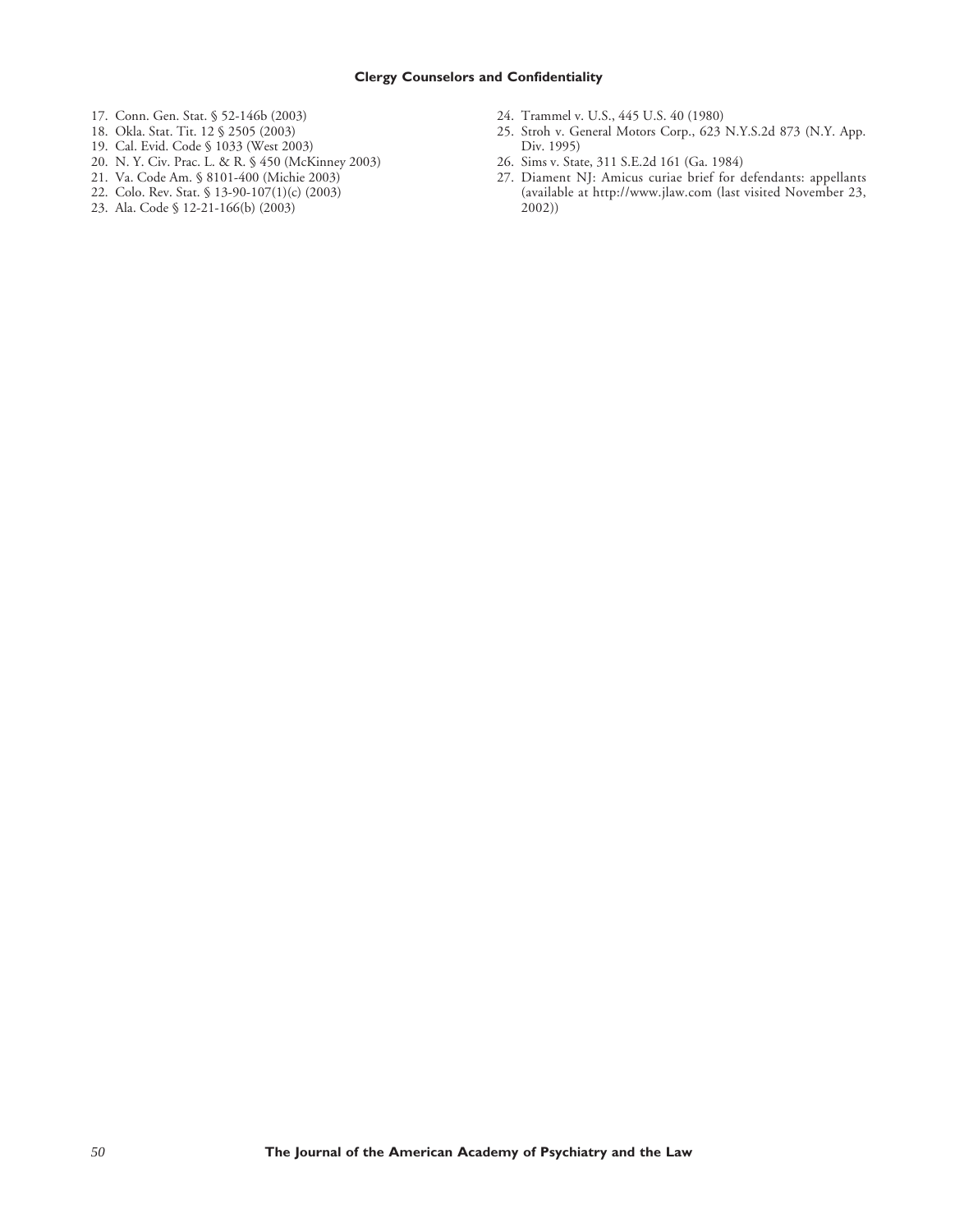17. Conn. Gen. Stat. § 52-146b (2003)
18. Okla. Stat. Tit. 12 § 2505 (2003)
19. Cal. Evid. Code § 1033 (West 2003)
20. N. Y. Civ. Prac. L. & R. § 450 (McKinney 2003)
21. Va. Code Am. § 8101-400 (Michie 2003)
22. Colo. Rev. Stat. § 13-90-107(1)(c) (2003)
23. Ala. Code § 12-21-166(b) (2003)
24. Trammel v. U.S., 445 U.S. 40 (1980)
25. Stroh v. General Motors Corp., 623 N.Y.S.2d 873 (N.Y. App. Div. 1995)
26. Sims v. State, 311 S.E.2d 161 (Ga. 1984)
27. Diament NJ: Amicus curiae brief for defendants: appellants (available at http://www.jlaw.com (last visited November 23, 2002))